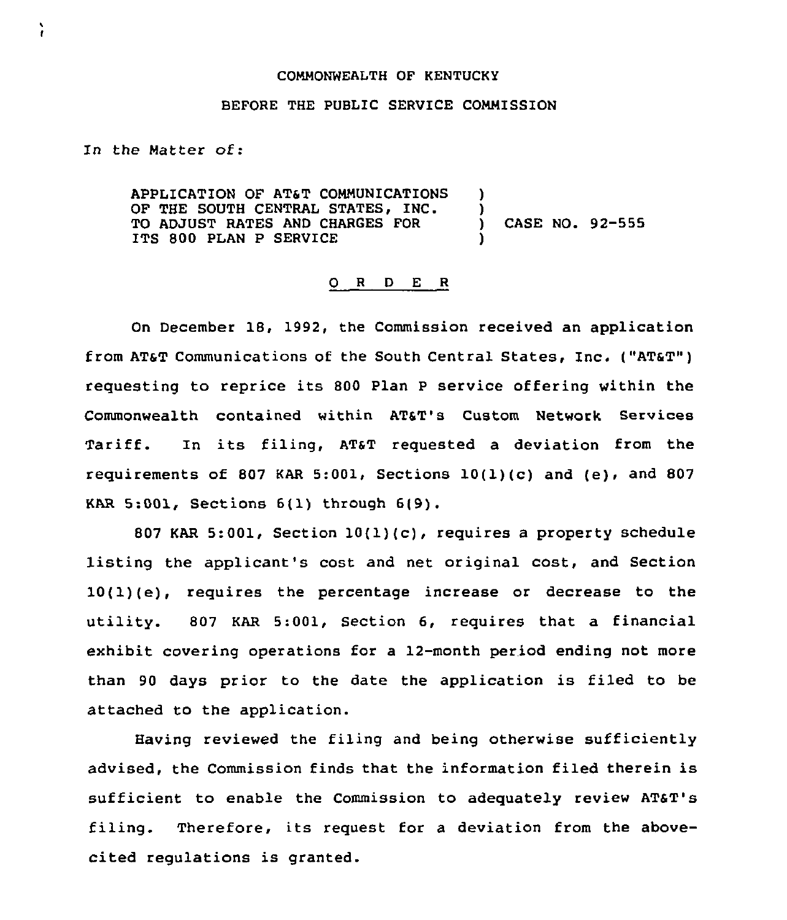COMMONWEALTH OF KENTUCKY

BEFORE THE PUBLIC SERVICE COMMISSION

In the Matter of:

APPLICATION OF AT&T COMMUNICATIONS OF THE SOUTH CENTRAL STATES, INC. TO ADJUST RATES AND CHARGES FOR ITS 800 PLAN P SERVICE ) CASE NO. 92-555

O R D E R

On December 18, 1992, the Commission received an application from AT&T Communications of the South Central States, Inc. ("AT&T") requesting to reprice its 800 Plan P service offering within the Commonwealth contained within AT&T's Custom Network Services Tariff. In its filing, AT&T requested a deviation from the requirements of 807 KAR 5:001, Sections 10(1)(c) and (e), and 807 KAR 5:001, Sections 6(1) through 6(9).

807 KAR 5:001, Section 10(1)(c), requires a property schedule listing the applicant's cost and net original cost, and Section 10(1)(e), requires the percentage increase or decrease to the utility. 807 KAR 5:001, Section 6, requires that a financial exhibit covering operations for a 12-month period ending not more than 90 days prior to the date the application is filed to be attached to the application.

Having reviewed the filing and being otherwise sufficiently advised, the Commission finds that the information filed therein is sufficient to enable the Commission to adequately review AT&T's filing. Therefore, its request for a deviation from the above-cited regulations is granted.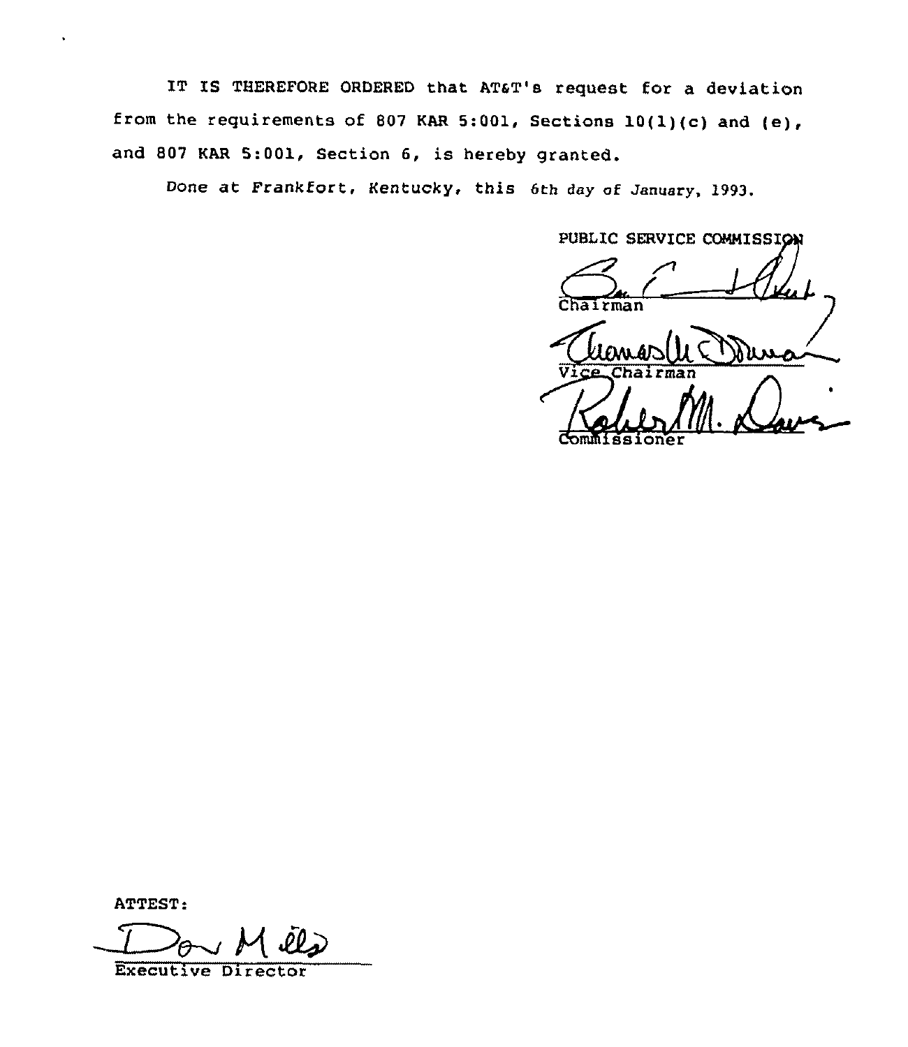IT IS THEREFORE ORDERED that AT&T's request for a deviation from the requirements of 807 KAR 5:001, Sections 10(1)(c) and (e), and 807 KAR 5:001, Section 6, is hereby granted.

Done at Frankfort, Kentucky, this *6th day of January, 1993.*

PUBLIC SERVICE COMMISSION

Chairman

Vice Chairman

Commissioner

ATTEST:

Executive Director